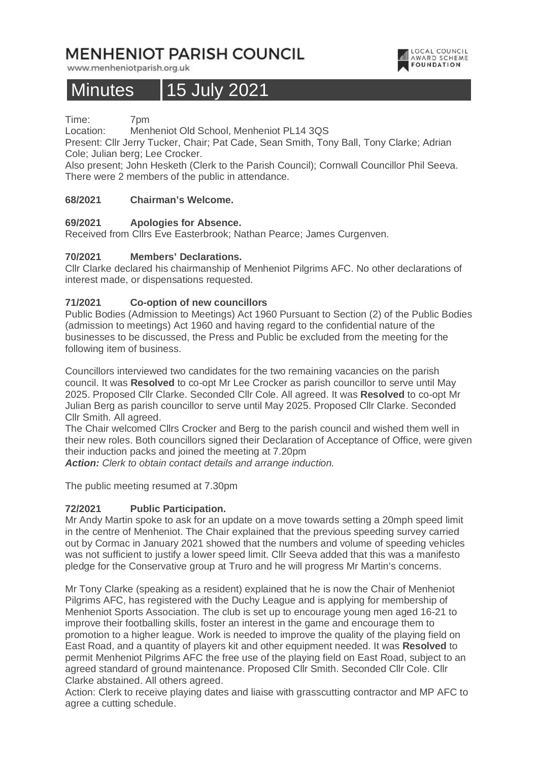# MENHENIOT PARISH COUNCIL

www.menheniotparish.org.uk

LOCAL COUNCIL AWARD SCHEME FOUNDATION

# Minutes 15 July 2021

Time: 7pm
Location: Menheniot Old School, Menheniot PL14 3QS
Present: Cllr Jerry Tucker, Chair; Pat Cade, Sean Smith, Tony Ball, Tony Clarke; Adrian Cole; Julian berg; Lee Crocker.
Also present; John Hesketh (Clerk to the Parish Council); Cornwall Councillor Phil Seeva.
There were 2 members of the public in attendance.

**68/2021 Chairman's Welcome.**

**69/2021 Apologies for Absence.**
Received from Cllrs Eve Easterbrook; Nathan Pearce; James Curgenven.

**70/2021 Members' Declarations.**
Cllr Clarke declared his chairmanship of Menheniot Pilgrims AFC. No other declarations of interest made, or dispensations requested.

**71/2021 Co-option of new councillors**
Public Bodies (Admission to Meetings) Act 1960 Pursuant to Section (2) of the Public Bodies (admission to meetings) Act 1960 and having regard to the confidential nature of the businesses to be discussed, the Press and Public be excluded from the meeting for the following item of business.

Councillors interviewed two candidates for the two remaining vacancies on the parish council. It was **Resolved** to co-opt Mr Lee Crocker as parish councillor to serve until May 2025. Proposed Cllr Clarke. Seconded Cllr Cole. All agreed. It was **Resolved** to co-opt Mr Julian Berg as parish councillor to serve until May 2025. Proposed Cllr Clarke. Seconded Cllr Smith. All agreed.
The Chair welcomed Cllrs Crocker and Berg to the parish council and wished them well in their new roles. Both councillors signed their Declaration of Acceptance of Office, were given their induction packs and joined the meeting at 7.20pm
***Action:*** *Clerk to obtain contact details and arrange induction.*

The public meeting resumed at 7.30pm

**72/2021 Public Participation.**
Mr Andy Martin spoke to ask for an update on a move towards setting a 20mph speed limit in the centre of Menheniot. The Chair explained that the previous speeding survey carried out by Cormac in January 2021 showed that the numbers and volume of speeding vehicles was not sufficient to justify a lower speed limit. Cllr Seeva added that this was a manifesto pledge for the Conservative group at Truro and he will progress Mr Martin's concerns.

Mr Tony Clarke (speaking as a resident) explained that he is now the Chair of Menheniot Pilgrims AFC, has registered with the Duchy League and is applying for membership of Menheniot Sports Association. The club is set up to encourage young men aged 16-21 to improve their footballing skills, foster an interest in the game and encourage them to promotion to a higher league. Work is needed to improve the quality of the playing field on East Road, and a quantity of players kit and other equipment needed. It was **Resolved** to permit Menheniot Pilgrims AFC the free use of the playing field on East Road, subject to an agreed standard of ground maintenance. Proposed Cllr Smith. Seconded Cllr Cole. Cllr Clarke abstained. All others agreed.
Action: Clerk to receive playing dates and liaise with grasscutting contractor and MP AFC to agree a cutting schedule.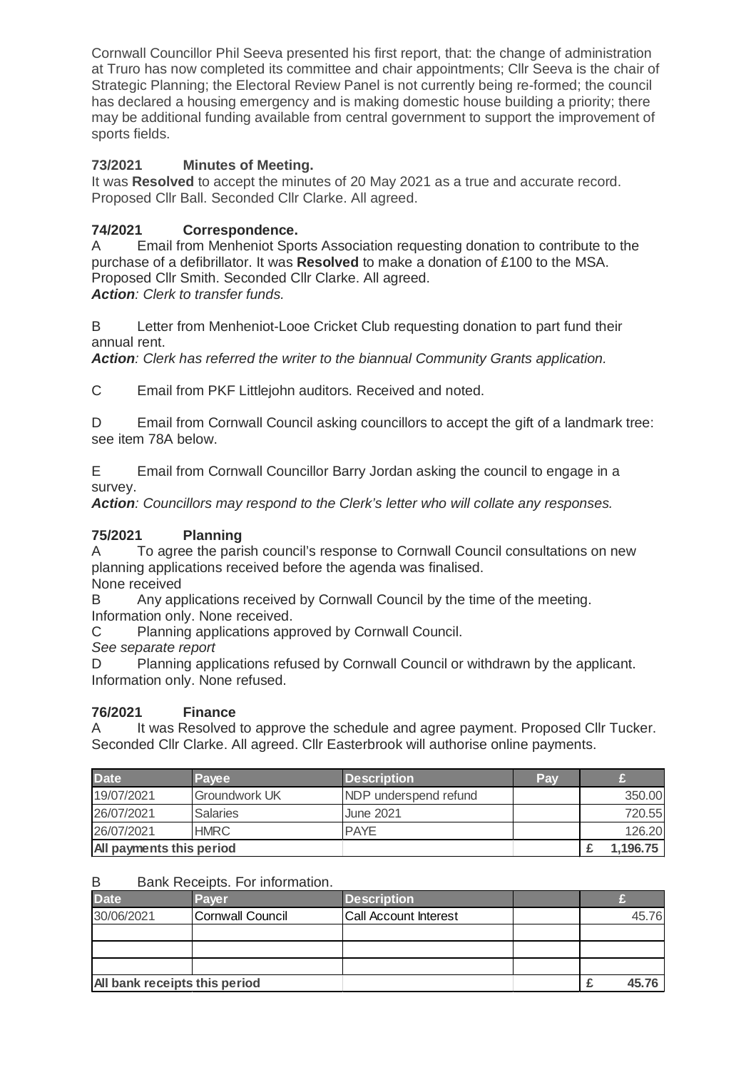Cornwall Councillor Phil Seeva presented his first report, that: the change of administration at Truro has now completed its committee and chair appointments; Cllr Seeva is the chair of Strategic Planning; the Electoral Review Panel is not currently being re-formed; the council has declared a housing emergency and is making domestic house building a priority; there may be additional funding available from central government to support the improvement of sports fields.

### 73/2021 Minutes of Meeting.

It was **Resolved** to accept the minutes of 20 May 2021 as a true and accurate record. Proposed Cllr Ball. Seconded Cllr Clarke. All agreed.

### 74/2021 Correspondence.

A Email from Menheniot Sports Association requesting donation to contribute to the purchase of a defibrillator. It was **Resolved** to make a donation of £100 to the MSA. Proposed Cllr Smith. Seconded Cllr Clarke. All agreed.
***Action**: Clerk to transfer funds.*

B Letter from Menheniot-Looe Cricket Club requesting donation to part fund their annual rent.
***Action**: Clerk has referred the writer to the biannual Community Grants application.*

C Email from PKF Littlejohn auditors. Received and noted.

D Email from Cornwall Council asking councillors to accept the gift of a landmark tree: see item 78A below.

E Email from Cornwall Councillor Barry Jordan asking the council to engage in a survey.
***Action**: Councillors may respond to the Clerk's letter who will collate any responses.*

### 75/2021 Planning

A To agree the parish council's response to Cornwall Council consultations on new planning applications received before the agenda was finalised.
None received

B Any applications received by Cornwall Council by the time of the meeting.
Information only. None received.

C Planning applications approved by Cornwall Council.
*See separate report*

D Planning applications refused by Cornwall Council or withdrawn by the applicant.
Information only. None refused.

### 76/2021 Finance

A It was Resolved to approve the schedule and agree payment. Proposed Cllr Tucker. Seconded Cllr Clarke. All agreed. Cllr Easterbrook will authorise online payments.

| Date | Payee | Description | Pay | £ |
|---|---|---|---|---|
| 19/07/2021 | Groundwork UK | NDP underspend refund | | 350.00 |
| 26/07/2021 | Salaries | June 2021 | | 720.55 |
| 26/07/2021 | HMRC | PAYE | | 126.20 |
| **All payments this period** | | | | **£ 1,196.75** |

B Bank Receipts. For information.

| Date | Payer | Description | | £ |
|---|---|---|---|---|
| 30/06/2021 | Cornwall Council | Call Account Interest | | 45.76 |
| | | | | |
| | | | | |
| | | | | |
| **All bank receipts this period** | | | | **£ 45.76** |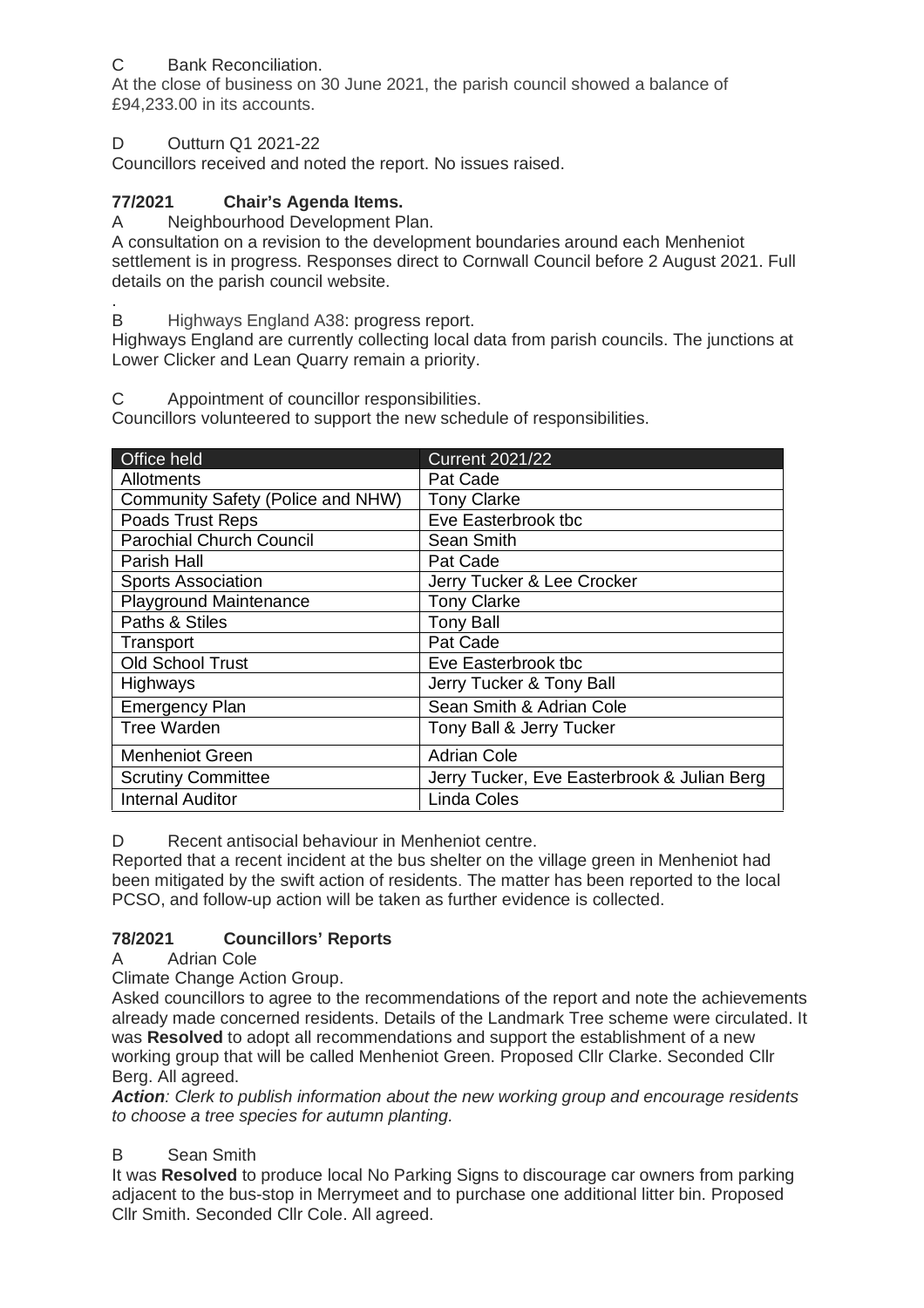C Bank Reconciliation.

At the close of business on 30 June 2021, the parish council showed a balance of £94,233.00 in its accounts.

D Outturn Q1 2021-22

Councillors received and noted the report. No issues raised.

## 77/2021 Chair's Agenda Items.

A Neighbourhood Development Plan.

A consultation on a revision to the development boundaries around each Menheniot settlement is in progress. Responses direct to Cornwall Council before 2 August 2021. Full details on the parish council website.

.

B Highways England A38: progress report.

Highways England are currently collecting local data from parish councils. The junctions at Lower Clicker and Lean Quarry remain a priority.

C Appointment of councillor responsibilities.

Councillors volunteered to support the new schedule of responsibilities.

| Office held | Current 2021/22 |
|---|---|
| Allotments | Pat Cade |
| Community Safety (Police and NHW) | Tony Clarke |
| Poads Trust Reps | Eve Easterbrook tbc |
| Parochial Church Council | Sean Smith |
| Parish Hall | Pat Cade |
| Sports Association | Jerry Tucker & Lee Crocker |
| Playground Maintenance | Tony Clarke |
| Paths & Stiles | Tony Ball |
| Transport | Pat Cade |
| Old School Trust | Eve Easterbrook tbc |
| Highways | Jerry Tucker & Tony Ball |
| Emergency Plan | Sean Smith & Adrian Cole |
| Tree Warden | Tony Ball & Jerry Tucker |
| Menheniot Green | Adrian Cole |
| Scrutiny Committee | Jerry Tucker, Eve Easterbrook & Julian Berg |
| Internal Auditor | Linda Coles |

D Recent antisocial behaviour in Menheniot centre.

Reported that a recent incident at the bus shelter on the village green in Menheniot had been mitigated by the swift action of residents. The matter has been reported to the local PCSO, and follow-up action will be taken as further evidence is collected.

## 78/2021 Councillors' Reports

A Adrian Cole

Climate Change Action Group.

Asked councillors to agree to the recommendations of the report and note the achievements already made concerned residents. Details of the Landmark Tree scheme were circulated. It was **Resolved** to adopt all recommendations and support the establishment of a new working group that will be called Menheniot Green. Proposed Cllr Clarke. Seconded Cllr Berg. All agreed.

***Action**: Clerk to publish information about the new working group and encourage residents to choose a tree species for autumn planting.*

B Sean Smith

It was **Resolved** to produce local No Parking Signs to discourage car owners from parking adjacent to the bus-stop in Merrymeet and to purchase one additional litter bin. Proposed Cllr Smith. Seconded Cllr Cole. All agreed.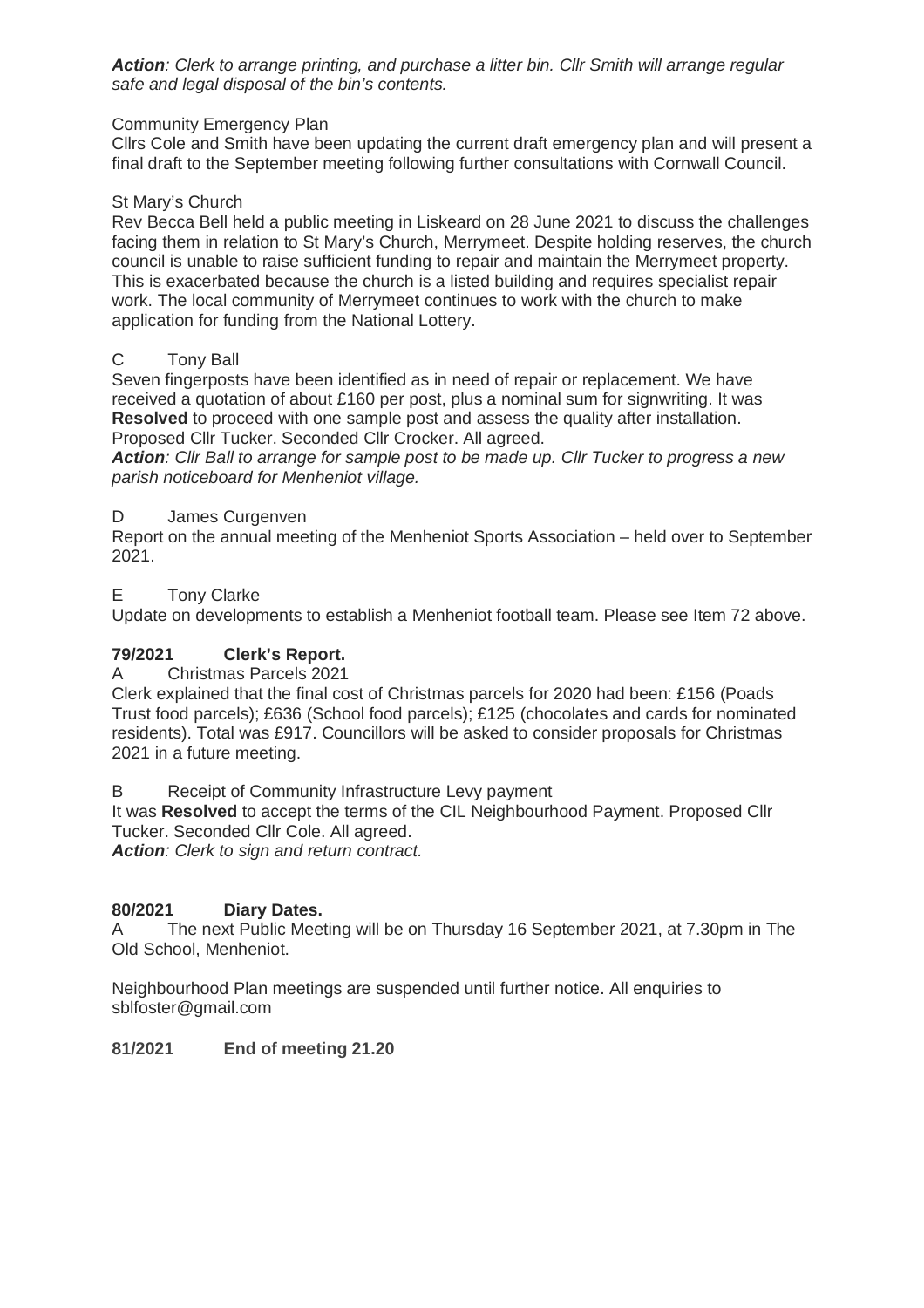***Action**: Clerk to arrange printing, and purchase a litter bin. Cllr Smith will arrange regular safe and legal disposal of the bin's contents.*

Community Emergency Plan

Cllrs Cole and Smith have been updating the current draft emergency plan and will present a final draft to the September meeting following further consultations with Cornwall Council.

St Mary's Church

Rev Becca Bell held a public meeting in Liskeard on 28 June 2021 to discuss the challenges facing them in relation to St Mary's Church, Merrymeet. Despite holding reserves, the church council is unable to raise sufficient funding to repair and maintain the Merrymeet property. This is exacerbated because the church is a listed building and requires specialist repair work. The local community of Merrymeet continues to work with the church to make application for funding from the National Lottery.

C Tony Ball

Seven fingerposts have been identified as in need of repair or replacement. We have received a quotation of about £160 per post, plus a nominal sum for signwriting. It was **Resolved** to proceed with one sample post and assess the quality after installation. Proposed Cllr Tucker. Seconded Cllr Crocker. All agreed.

***Action**: Cllr Ball to arrange for sample post to be made up. Cllr Tucker to progress a new parish noticeboard for Menheniot village.*

D James Curgenven

Report on the annual meeting of the Menheniot Sports Association – held over to September 2021.

E Tony Clarke

Update on developments to establish a Menheniot football team. Please see Item 72 above.

**79/2021 Clerk's Report.**

A Christmas Parcels 2021

Clerk explained that the final cost of Christmas parcels for 2020 had been: £156 (Poads Trust food parcels); £636 (School food parcels); £125 (chocolates and cards for nominated residents). Total was £917. Councillors will be asked to consider proposals for Christmas 2021 in a future meeting.

B Receipt of Community Infrastructure Levy payment

It was **Resolved** to accept the terms of the CIL Neighbourhood Payment. Proposed Cllr Tucker. Seconded Cllr Cole. All agreed.

***Action**: Clerk to sign and return contract.*

**80/2021 Diary Dates.**

A The next Public Meeting will be on Thursday 16 September 2021, at 7.30pm in The Old School, Menheniot.

Neighbourhood Plan meetings are suspended until further notice. All enquiries to sblfoster@gmail.com

**81/2021 End of meeting 21.20**